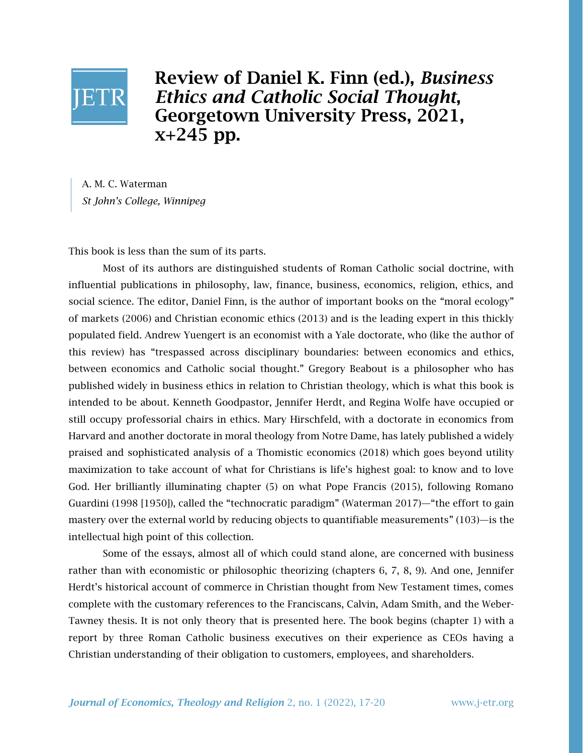# Review of Daniel K. Finn (ed.), *Business Ethics and Catholic Social Thought*, Georgetown University Press, 2021, x+245 pp.

A. M. C. Waterman
*St John's College, Winnipeg*

This book is less than the sum of its parts.

Most of its authors are distinguished students of Roman Catholic social doctrine, with influential publications in philosophy, law, finance, business, economics, religion, ethics, and social science. The editor, Daniel Finn, is the author of important books on the "moral ecology" of markets (2006) and Christian economic ethics (2013) and is the leading expert in this thickly populated field. Andrew Yuengert is an economist with a Yale doctorate, who (like the author of this review) has "trespassed across disciplinary boundaries: between economics and ethics, between economics and Catholic social thought." Gregory Beabout is a philosopher who has published widely in business ethics in relation to Christian theology, which is what this book is intended to be about. Kenneth Goodpastor, Jennifer Herdt, and Regina Wolfe have occupied or still occupy professorial chairs in ethics. Mary Hirschfeld, with a doctorate in economics from Harvard and another doctorate in moral theology from Notre Dame, has lately published a widely praised and sophisticated analysis of a Thomistic economics (2018) which goes beyond utility maximization to take account of what for Christians is life's highest goal: to know and to love God. Her brilliantly illuminating chapter (5) on what Pope Francis (2015), following Romano Guardini (1998 [1950]), called the "technocratic paradigm" (Waterman 2017)—"the effort to gain mastery over the external world by reducing objects to quantifiable measurements" (103)—is the intellectual high point of this collection.

Some of the essays, almost all of which could stand alone, are concerned with business rather than with economistic or philosophic theorizing (chapters 6, 7, 8, 9). And one, Jennifer Herdt's historical account of commerce in Christian thought from New Testament times, comes complete with the customary references to the Franciscans, Calvin, Adam Smith, and the Weber-Tawney thesis. It is not only theory that is presented here. The book begins (chapter 1) with a report by three Roman Catholic business executives on their experience as CEOs having a Christian understanding of their obligation to customers, employees, and shareholders.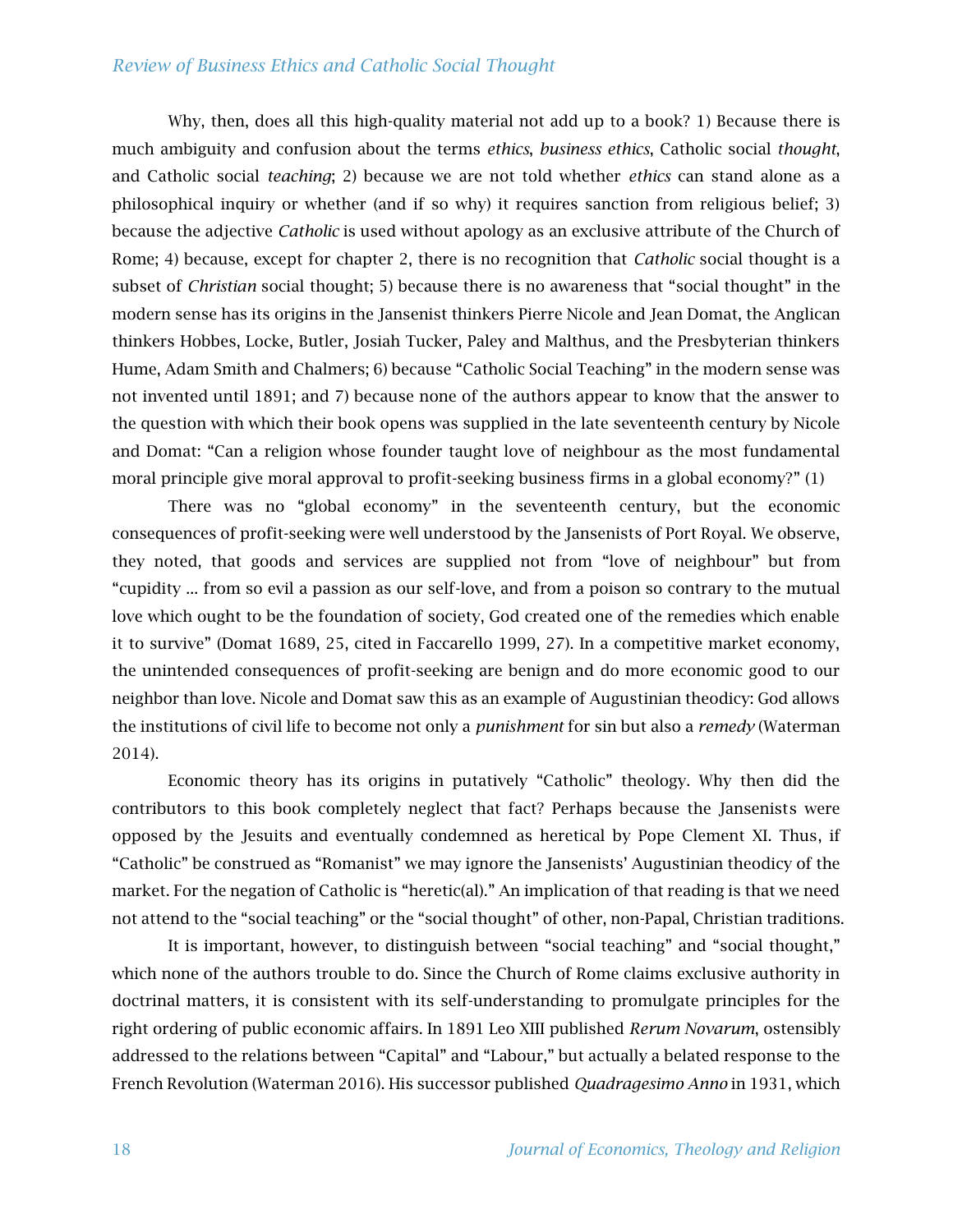Why, then, does all this high-quality material not add up to a book? 1) Because there is much ambiguity and confusion about the terms *ethics*, *business ethics*, Catholic social *thought*, and Catholic social *teaching*; 2) because we are not told whether *ethics* can stand alone as a philosophical inquiry or whether (and if so why) it requires sanction from religious belief; 3) because the adjective *Catholic* is used without apology as an exclusive attribute of the Church of Rome; 4) because, except for chapter 2, there is no recognition that *Catholic* social thought is a subset of *Christian* social thought; 5) because there is no awareness that "social thought" in the modern sense has its origins in the Jansenist thinkers Pierre Nicole and Jean Domat, the Anglican thinkers Hobbes, Locke, Butler, Josiah Tucker, Paley and Malthus, and the Presbyterian thinkers Hume, Adam Smith and Chalmers; 6) because "Catholic Social Teaching" in the modern sense was not invented until 1891; and 7) because none of the authors appear to know that the answer to the question with which their book opens was supplied in the late seventeenth century by Nicole and Domat: "Can a religion whose founder taught love of neighbour as the most fundamental moral principle give moral approval to profit-seeking business firms in a global economy?" (1)

There was no "global economy" in the seventeenth century, but the economic consequences of profit-seeking were well understood by the Jansenists of Port Royal. We observe, they noted, that goods and services are supplied not from "love of neighbour" but from "cupidity … from so evil a passion as our self-love, and from a poison so contrary to the mutual love which ought to be the foundation of society, God created one of the remedies which enable it to survive" (Domat 1689, 25, cited in Faccarello 1999, 27). In a competitive market economy, the unintended consequences of profit-seeking are benign and do more economic good to our neighbor than love. Nicole and Domat saw this as an example of Augustinian theodicy: God allows the institutions of civil life to become not only a *punishment* for sin but also a *remedy* (Waterman 2014).

Economic theory has its origins in putatively "Catholic" theology. Why then did the contributors to this book completely neglect that fact? Perhaps because the Jansenists were opposed by the Jesuits and eventually condemned as heretical by Pope Clement XI. Thus, if "Catholic" be construed as "Romanist" we may ignore the Jansenists' Augustinian theodicy of the market. For the negation of Catholic is "heretic(al)." An implication of that reading is that we need not attend to the "social teaching" or the "social thought" of other, non-Papal, Christian traditions.

It is important, however, to distinguish between "social teaching" and "social thought," which none of the authors trouble to do. Since the Church of Rome claims exclusive authority in doctrinal matters, it is consistent with its self-understanding to promulgate principles for the right ordering of public economic affairs. In 1891 Leo XIII published *Rerum Novarum*, ostensibly addressed to the relations between "Capital" and "Labour," but actually a belated response to the French Revolution (Waterman 2016). His successor published *Quadragesimo Anno* in 1931, which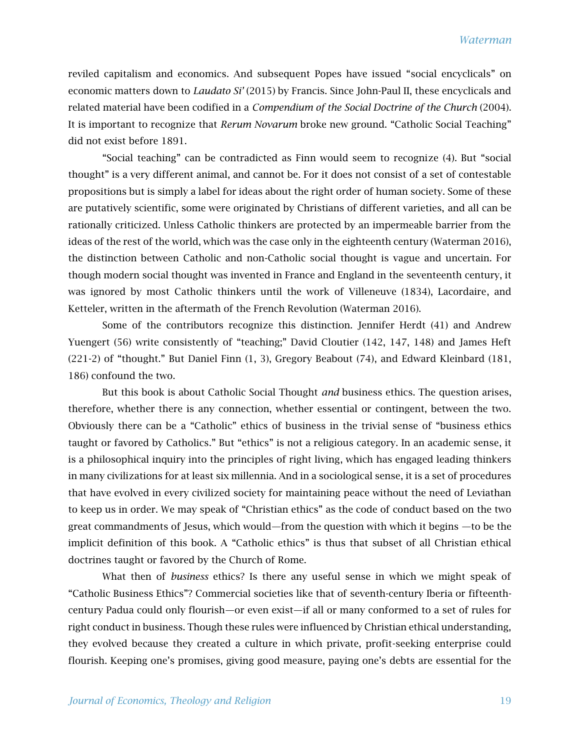reviled capitalism and economics. And subsequent Popes have issued "social encyclicals" on economic matters down to *Laudato Si'* (2015) by Francis. Since John-Paul II, these encyclicals and related material have been codified in a *Compendium of the Social Doctrine of the Church* (2004). It is important to recognize that *Rerum Novarum* broke new ground. "Catholic Social Teaching" did not exist before 1891.

"Social teaching" can be contradicted as Finn would seem to recognize (4). But "social thought" is a very different animal, and cannot be. For it does not consist of a set of contestable propositions but is simply a label for ideas about the right order of human society. Some of these are putatively scientific, some were originated by Christians of different varieties, and all can be rationally criticized. Unless Catholic thinkers are protected by an impermeable barrier from the ideas of the rest of the world, which was the case only in the eighteenth century (Waterman 2016), the distinction between Catholic and non-Catholic social thought is vague and uncertain. For though modern social thought was invented in France and England in the seventeenth century, it was ignored by most Catholic thinkers until the work of Villeneuve (1834), Lacordaire, and Ketteler, written in the aftermath of the French Revolution (Waterman 2016).

Some of the contributors recognize this distinction. Jennifer Herdt (41) and Andrew Yuengert (56) write consistently of "teaching;" David Cloutier (142, 147, 148) and James Heft (221-2) of "thought." But Daniel Finn (1, 3), Gregory Beabout (74), and Edward Kleinbard (181, 186) confound the two.

But this book is about Catholic Social Thought *and* business ethics. The question arises, therefore, whether there is any connection, whether essential or contingent, between the two. Obviously there can be a "Catholic" ethics of business in the trivial sense of "business ethics taught or favored by Catholics." But "ethics" is not a religious category. In an academic sense, it is a philosophical inquiry into the principles of right living, which has engaged leading thinkers in many civilizations for at least six millennia. And in a sociological sense, it is a set of procedures that have evolved in every civilized society for maintaining peace without the need of Leviathan to keep us in order. We may speak of "Christian ethics" as the code of conduct based on the two great commandments of Jesus, which would—from the question with which it begins —to be the implicit definition of this book. A "Catholic ethics" is thus that subset of all Christian ethical doctrines taught or favored by the Church of Rome.

What then of *business* ethics? Is there any useful sense in which we might speak of "Catholic Business Ethics"? Commercial societies like that of seventh-century Iberia or fifteenth-century Padua could only flourish—or even exist—if all or many conformed to a set of rules for right conduct in business. Though these rules were influenced by Christian ethical understanding, they evolved because they created a culture in which private, profit-seeking enterprise could flourish. Keeping one's promises, giving good measure, paying one's debts are essential for the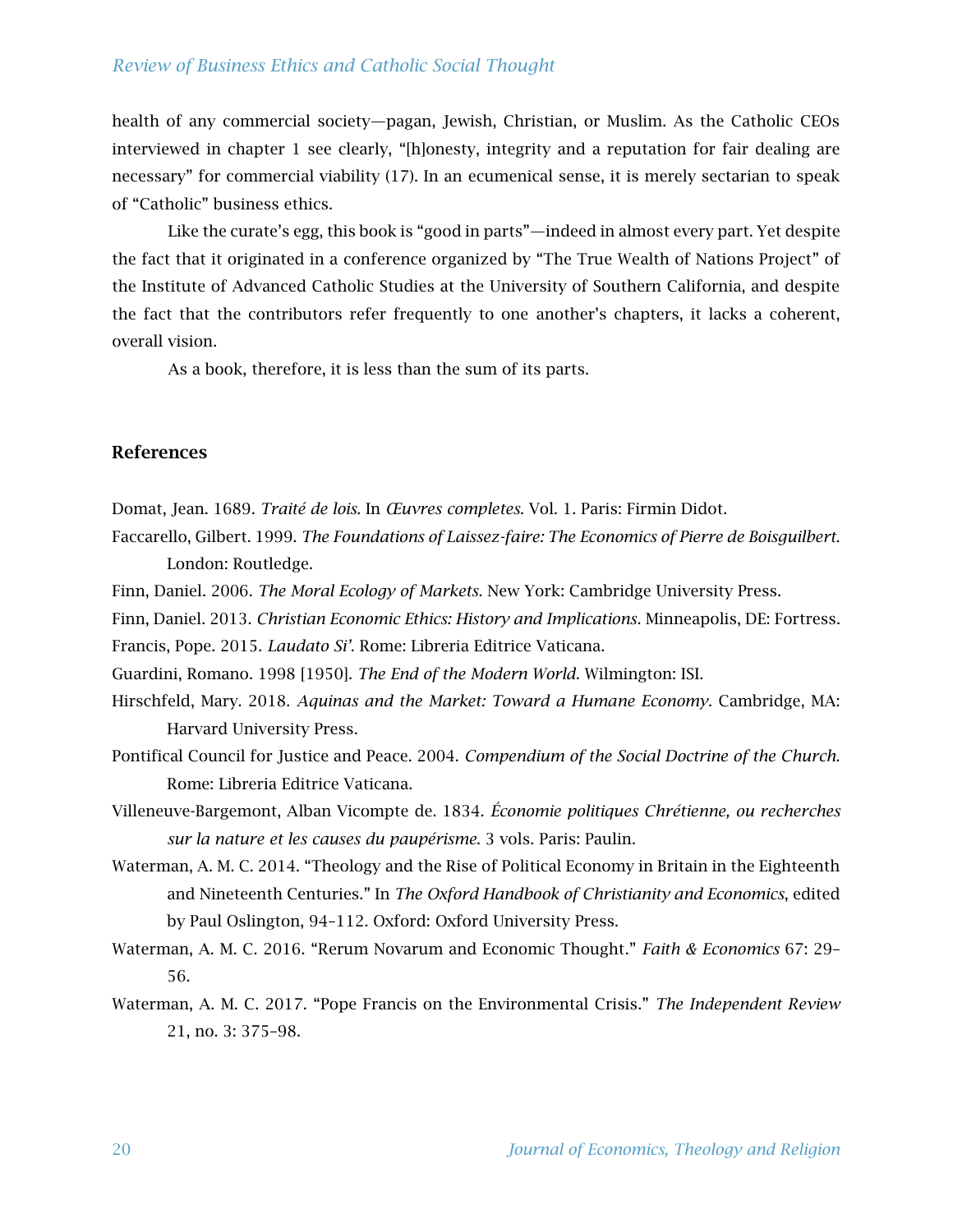health of any commercial society—pagan, Jewish, Christian, or Muslim. As the Catholic CEOs interviewed in chapter 1 see clearly, "[h]onesty, integrity and a reputation for fair dealing are necessary" for commercial viability (17). In an ecumenical sense, it is merely sectarian to speak of "Catholic" business ethics.

Like the curate's egg, this book is "good in parts"—indeed in almost every part. Yet despite the fact that it originated in a conference organized by "The True Wealth of Nations Project" of the Institute of Advanced Catholic Studies at the University of Southern California, and despite the fact that the contributors refer frequently to one another's chapters, it lacks a coherent, overall vision.

As a book, therefore, it is less than the sum of its parts.

## References

Domat, Jean. 1689. *Traité de lois*. In *Œuvres completes*. Vol. 1. Paris: Firmin Didot.

Faccarello, Gilbert. 1999. *The Foundations of Laissez-faire: The Economics of Pierre de Boisguilbert*. London: Routledge.

Finn, Daniel. 2006. *The Moral Ecology of Markets*. New York: Cambridge University Press.

Finn, Daniel. 2013. *Christian Economic Ethics: History and Implications*. Minneapolis, DE: Fortress.

Francis, Pope. 2015. *Laudato Si'*. Rome: Libreria Editrice Vaticana.

Guardini, Romano. 1998 [1950]. *The End of the Modern World*. Wilmington: ISI.

Hirschfeld, Mary. 2018. *Aquinas and the Market: Toward a Humane Economy*. Cambridge, MA: Harvard University Press.

Pontifical Council for Justice and Peace. 2004. *Compendium of the Social Doctrine of the Church*. Rome: Libreria Editrice Vaticana.

Villeneuve-Bargemont, Alban Vicompte de. 1834. *Économie politiques Chrétienne, ou recherches sur la nature et les causes du paupérisme*. 3 vols. Paris: Paulin.

Waterman, A. M. C. 2014. "Theology and the Rise of Political Economy in Britain in the Eighteenth and Nineteenth Centuries." In *The Oxford Handbook of Christianity and Economics*, edited by Paul Oslington, 94–112. Oxford: Oxford University Press.

Waterman, A. M. C. 2016. "Rerum Novarum and Economic Thought." *Faith & Economics* 67: 29–56.

Waterman, A. M. C. 2017. "Pope Francis on the Environmental Crisis." *The Independent Review* 21, no. 3: 375–98.